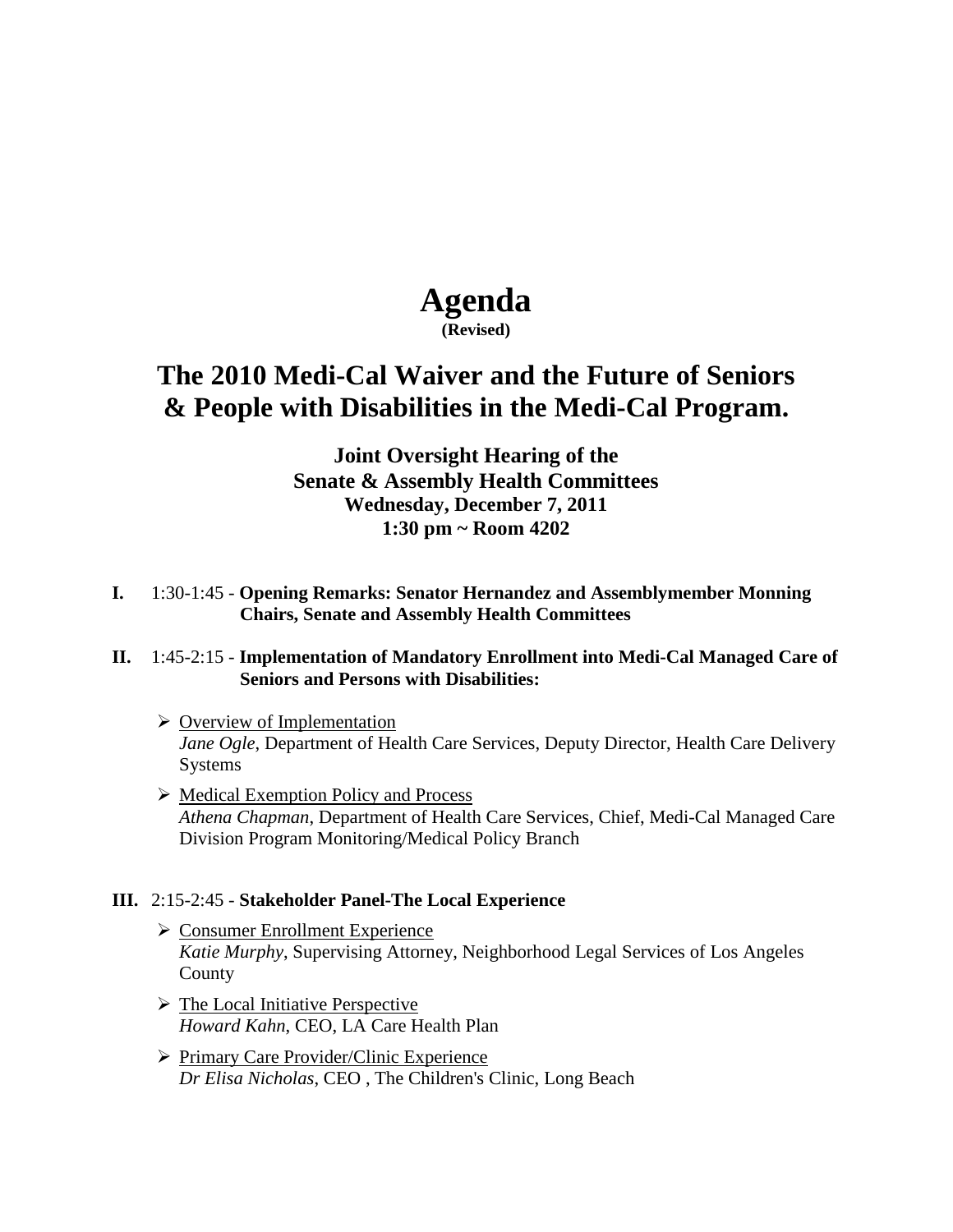# Agenda

**(Revised)**

## The 2010 Medi-Cal Waiver and the Future of Seniors & People with Disabilities in the Medi-Cal Program.

**Joint Oversight Hearing of the**
**Senate & Assembly Health Committees**
**Wednesday, December 7, 2011**
**1:30 pm ~ Room 4202**

**I.** 1:30-1:45 - **Opening Remarks: Senator Hernandez and Assemblymember Monning Chairs, Senate and Assembly Health Committees**

**II.** 1:45-2:15 - **Implementation of Mandatory Enrollment into Medi-Cal Managed Care of Seniors and Persons with Disabilities:**

- Overview of Implementation
  *Jane Ogle*, Department of Health Care Services, Deputy Director, Health Care Delivery Systems

- Medical Exemption Policy and Process
  *Athena Chapman*, Department of Health Care Services, Chief, Medi-Cal Managed Care Division Program Monitoring/Medical Policy Branch

**III.** 2:15-2:45 - **Stakeholder Panel-The Local Experience**

- Consumer Enrollment Experience
  *Katie Murphy*, Supervising Attorney, Neighborhood Legal Services of Los Angeles County

- The Local Initiative Perspective
  *Howard Kahn*, CEO, LA Care Health Plan

- Primary Care Provider/Clinic Experience
  *Dr Elisa Nicholas*, CEO , The Children's Clinic, Long Beach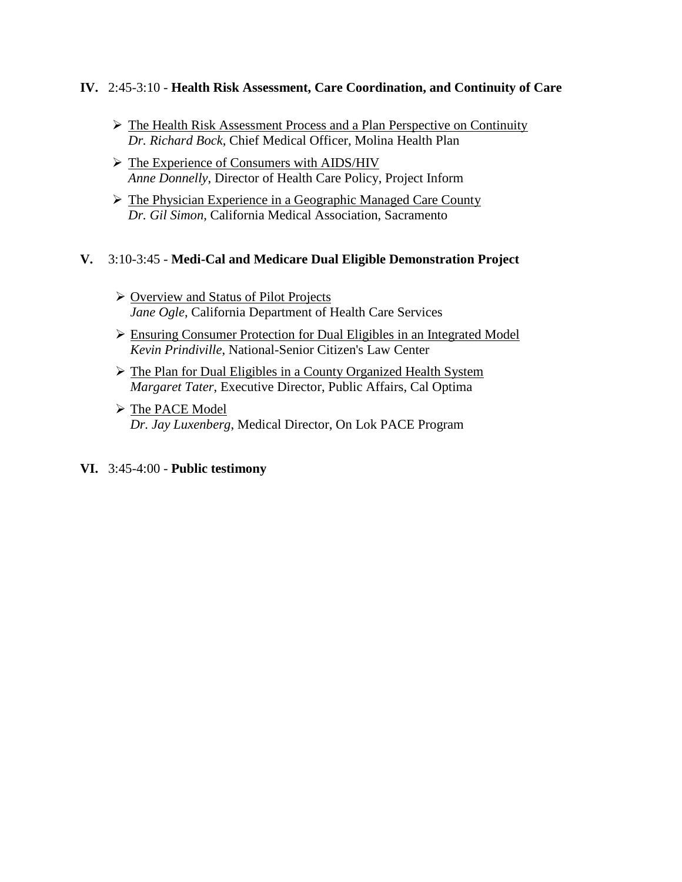**IV.** 2:45-3:10 - **Health Risk Assessment, Care Coordination, and Continuity of Care**

- The Health Risk Assessment Process and a Plan Perspective on Continuity
  *Dr. Richard Bock*, Chief Medical Officer, Molina Health Plan
- The Experience of Consumers with AIDS/HIV
  *Anne Donnelly*, Director of Health Care Policy, Project Inform
- The Physician Experience in a Geographic Managed Care County
  *Dr. Gil Simon*, California Medical Association, Sacramento

**V.** 3:10-3:45 - **Medi-Cal and Medicare Dual Eligible Demonstration Project**

- Overview and Status of Pilot Projects
  *Jane Ogle*, California Department of Health Care Services
- Ensuring Consumer Protection for Dual Eligibles in an Integrated Model
  *Kevin Prindiville*, National-Senior Citizen's Law Center
- The Plan for Dual Eligibles in a County Organized Health System
  *Margaret Tater*, Executive Director, Public Affairs, Cal Optima
- The PACE Model
  *Dr. Jay Luxenberg*, Medical Director, On Lok PACE Program

**VI.** 3:45-4:00 - **Public testimony**